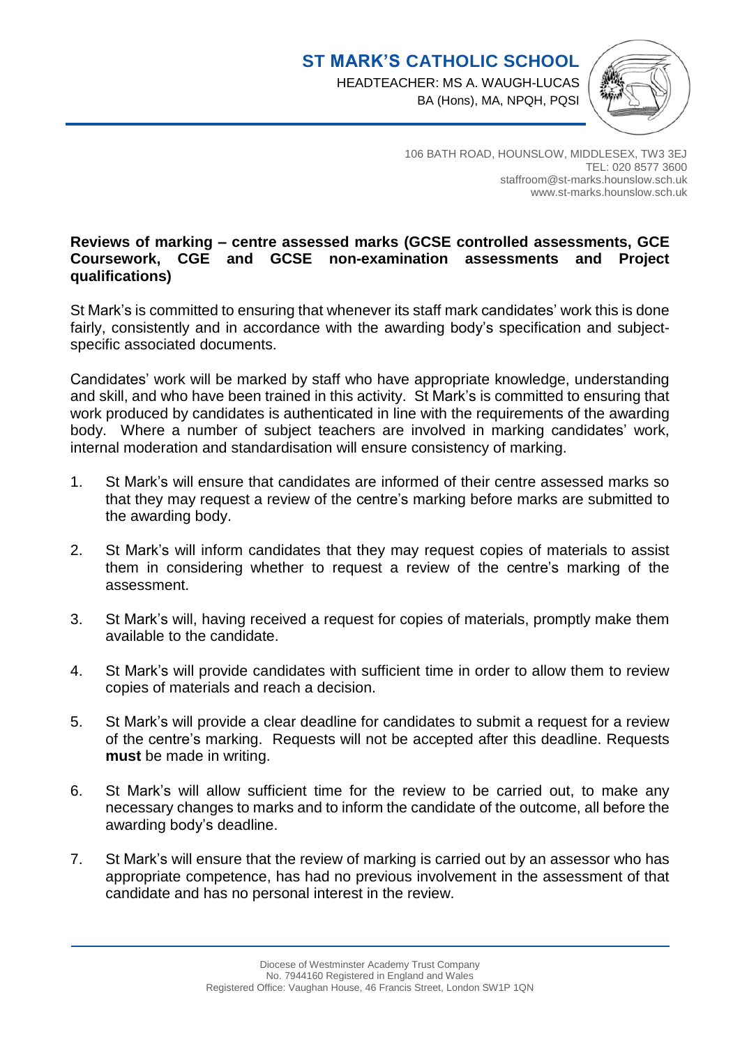# ST MARK'S CATHOLIC SCHOOL

HEADTEACHER: MS A. WAUGH-LUCAS
BA (Hons), MA, NPQH, PQSI

106 BATH ROAD, HOUNSLOW, MIDDLESEX, TW3 3EJ
TEL: 020 8577 3600
staffroom@st-marks.hounslow.sch.uk
www.st-marks.hounslow.sch.uk

**Reviews of marking – centre assessed marks (GCSE controlled assessments, GCE Coursework, CGE and GCSE non-examination assessments and Project qualifications)**

St Mark's is committed to ensuring that whenever its staff mark candidates' work this is done fairly, consistently and in accordance with the awarding body's specification and subject-specific associated documents.

Candidates' work will be marked by staff who have appropriate knowledge, understanding and skill, and who have been trained in this activity. St Mark's is committed to ensuring that work produced by candidates is authenticated in line with the requirements of the awarding body. Where a number of subject teachers are involved in marking candidates' work, internal moderation and standardisation will ensure consistency of marking.

1. St Mark's will ensure that candidates are informed of their centre assessed marks so that they may request a review of the centre's marking before marks are submitted to the awarding body.
2. St Mark's will inform candidates that they may request copies of materials to assist them in considering whether to request a review of the centre's marking of the assessment.
3. St Mark's will, having received a request for copies of materials, promptly make them available to the candidate.
4. St Mark's will provide candidates with sufficient time in order to allow them to review copies of materials and reach a decision.
5. St Mark's will provide a clear deadline for candidates to submit a request for a review of the centre's marking. Requests will not be accepted after this deadline. Requests **must** be made in writing.
6. St Mark's will allow sufficient time for the review to be carried out, to make any necessary changes to marks and to inform the candidate of the outcome, all before the awarding body's deadline.
7. St Mark's will ensure that the review of marking is carried out by an assessor who has appropriate competence, has had no previous involvement in the assessment of that candidate and has no personal interest in the review.

Diocese of Westminster Academy Trust Company
No. 7944160 Registered in England and Wales
Registered Office: Vaughan House, 46 Francis Street, London SW1P 1QN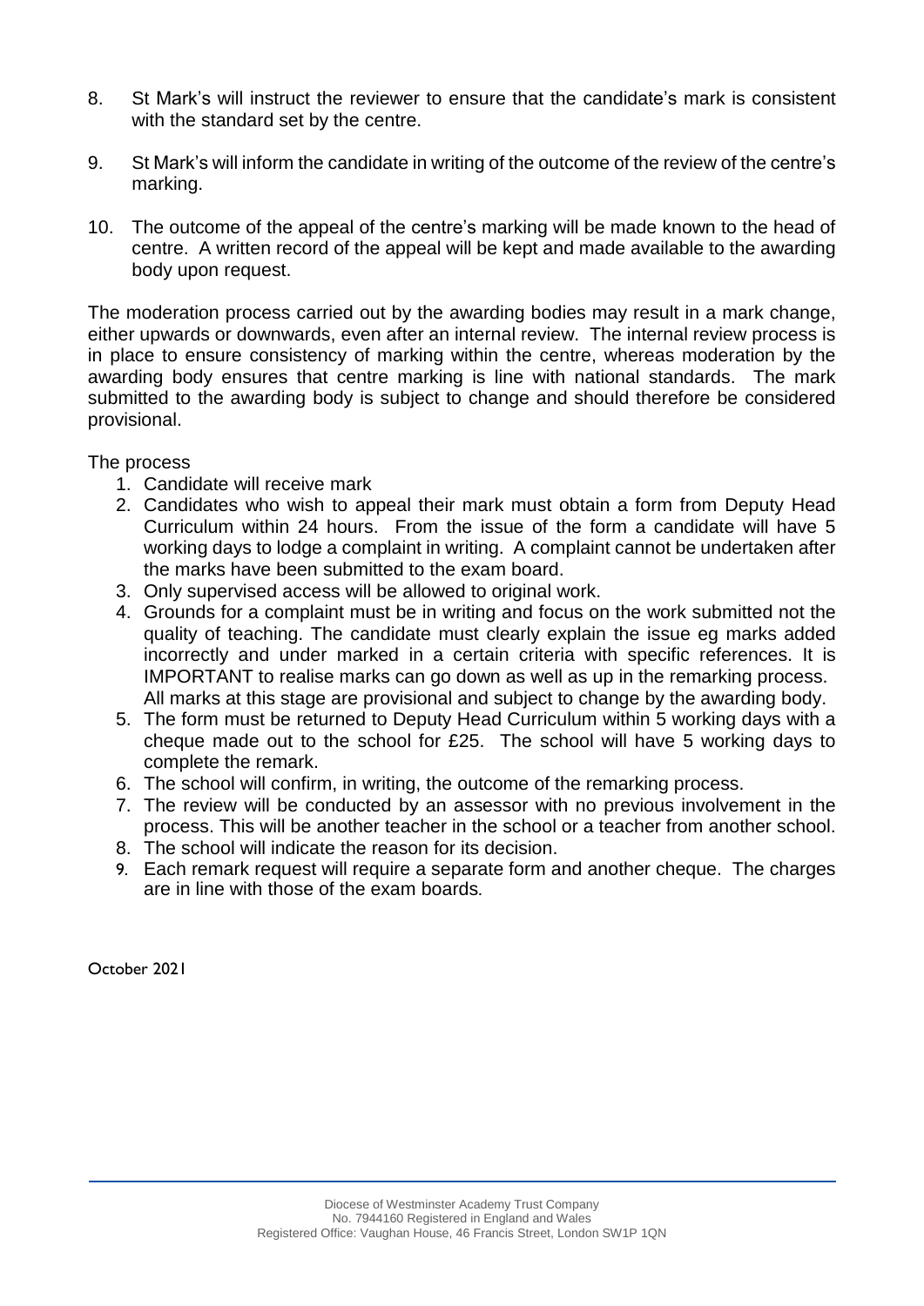8. St Mark's will instruct the reviewer to ensure that the candidate's mark is consistent with the standard set by the centre.

9. St Mark's will inform the candidate in writing of the outcome of the review of the centre's marking.

10. The outcome of the appeal of the centre's marking will be made known to the head of centre. A written record of the appeal will be kept and made available to the awarding body upon request.

The moderation process carried out by the awarding bodies may result in a mark change, either upwards or downwards, even after an internal review. The internal review process is in place to ensure consistency of marking within the centre, whereas moderation by the awarding body ensures that centre marking is line with national standards. The mark submitted to the awarding body is subject to change and should therefore be considered provisional.

The process

1. Candidate will receive mark
2. Candidates who wish to appeal their mark must obtain a form from Deputy Head Curriculum within 24 hours. From the issue of the form a candidate will have 5 working days to lodge a complaint in writing. A complaint cannot be undertaken after the marks have been submitted to the exam board.
3. Only supervised access will be allowed to original work.
4. Grounds for a complaint must be in writing and focus on the work submitted not the quality of teaching. The candidate must clearly explain the issue eg marks added incorrectly and under marked in a certain criteria with specific references. It is IMPORTANT to realise marks can go down as well as up in the remarking process. All marks at this stage are provisional and subject to change by the awarding body.
5. The form must be returned to Deputy Head Curriculum within 5 working days with a cheque made out to the school for £25. The school will have 5 working days to complete the remark.
6. The school will confirm, in writing, the outcome of the remarking process.
7. The review will be conducted by an assessor with no previous involvement in the process. This will be another teacher in the school or a teacher from another school.
8. The school will indicate the reason for its decision.
9. Each remark request will require a separate form and another cheque. The charges are in line with those of the exam boards.

October 2021